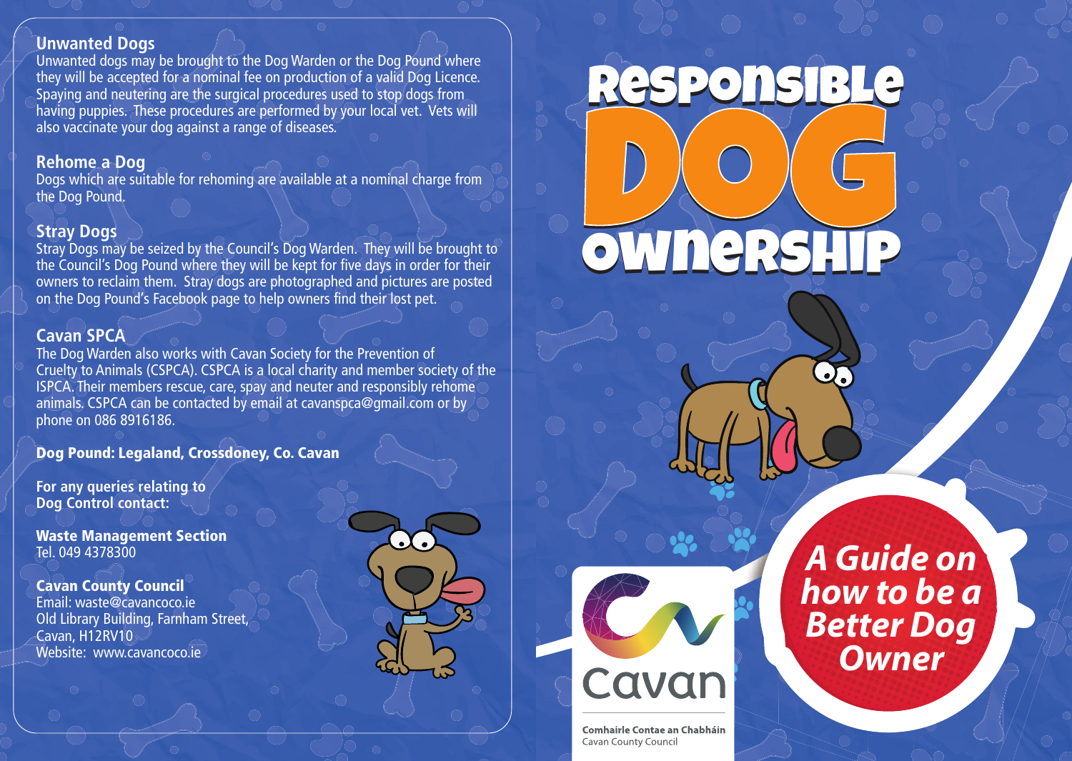## Unwanted Dogs

Unwanted dogs may be brought to the Dog Warden or the Dog Pound where they will be accepted for a nominal fee on production of a valid Dog Licence. Spaying and neutering are the surgical procedures used to stop dogs from having puppies. These procedures are performed by your local vet. Vets will also vaccinate your dog against a range of diseases.

## Rehome a Dog

Dogs which are suitable for rehoming are available at a nominal charge from the Dog Pound.

## Stray Dogs

Stray Dogs may be seized by the Council's Dog Warden. They will be brought to the Council's Dog Pound where they will be kept for five days in order for their owners to reclaim them. Stray dogs are photographed and pictures are posted on the Dog Pound's Facebook page to help owners find their lost pet.

## Cavan SPCA

The Dog Warden also works with Cavan Society for the Prevention of Cruelty to Animals (CSPCA). CSPCA is a local charity and member society of the ISPCA. Their members rescue, care, spay and neuter and responsibly rehome animals. CSPCA can be contacted by email at cavanspca@gmail.com or by phone on 086 8916186.

**Dog Pound: Legaland, Crossdoney, Co. Cavan**

**For any queries relating to Dog Control contact:**

**Waste Management Section**
Tel. 049 4378300

**Cavan County Council**
Email: waste@cavancoco.ie
Old Library Building, Farnham Street,
Cavan, H12RV10
Website: www.cavancoco.ie

# Responsible DOG Ownership

*A Guide on how to be a Better Dog Owner*

Cavan

**Comhairle Contae an Chabháin**
Cavan County Council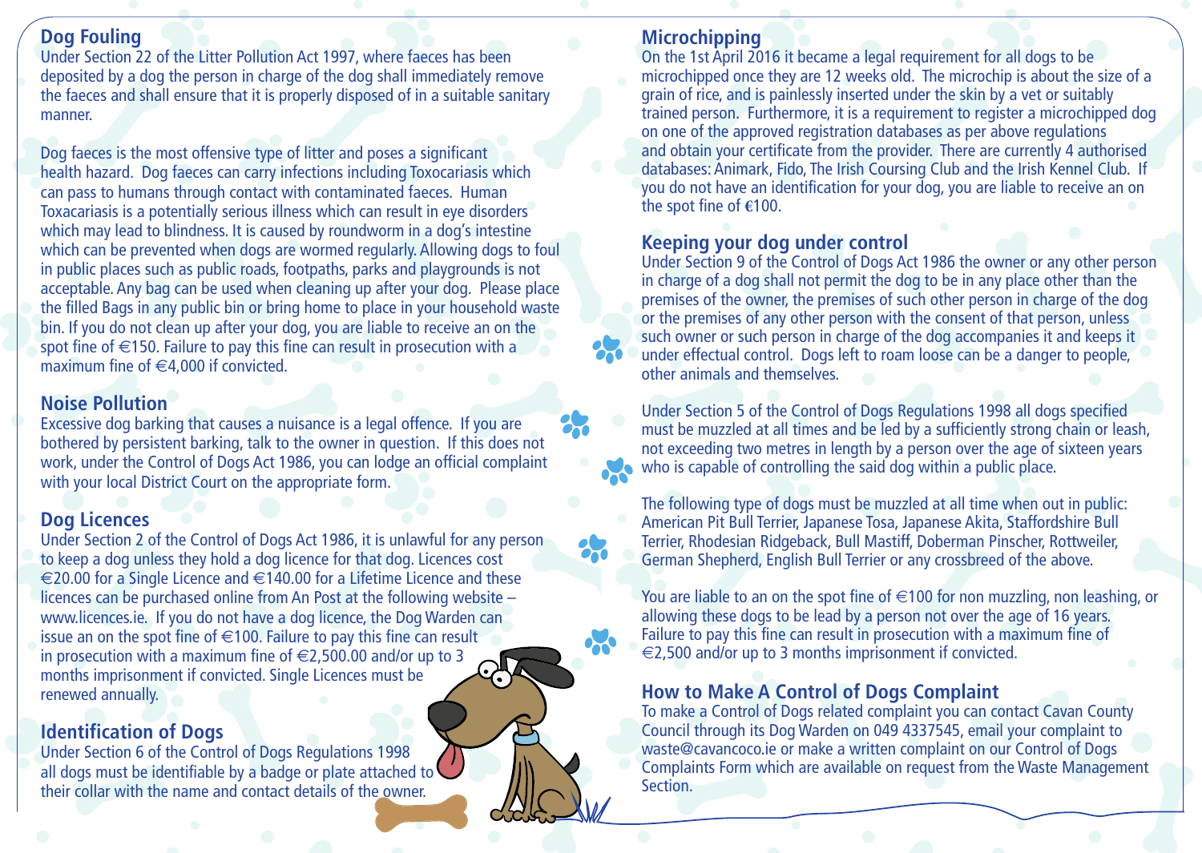## Dog Fouling

Under Section 22 of the Litter Pollution Act 1997, where faeces has been deposited by a dog the person in charge of the dog shall immediately remove the faeces and shall ensure that it is properly disposed of in a suitable sanitary manner.

Dog faeces is the most offensive type of litter and poses a significant health hazard. Dog faeces can carry infections including Toxocariasis which can pass to humans through contact with contaminated faeces. Human Toxacariasis is a potentially serious illness which can result in eye disorders which may lead to blindness. It is caused by roundworm in a dog's intestine which can be prevented when dogs are wormed regularly. Allowing dogs to foul in public places such as public roads, footpaths, parks and playgrounds is not acceptable. Any bag can be used when cleaning up after your dog. Please place the filled Bags in any public bin or bring home to place in your household waste bin. If you do not clean up after your dog, you are liable to receive an on the spot fine of €150. Failure to pay this fine can result in prosecution with a maximum fine of €4,000 if convicted.

## Noise Pollution

Excessive dog barking that causes a nuisance is a legal offence. If you are bothered by persistent barking, talk to the owner in question. If this does not work, under the Control of Dogs Act 1986, you can lodge an official complaint with your local District Court on the appropriate form.

## Dog Licences

Under Section 2 of the Control of Dogs Act 1986, it is unlawful for any person to keep a dog unless they hold a dog licence for that dog. Licences cost €20.00 for a Single Licence and €140.00 for a Lifetime Licence and these licences can be purchased online from An Post at the following website – www.licences.ie. If you do not have a dog licence, the Dog Warden can issue an on the spot fine of €100. Failure to pay this fine can result in prosecution with a maximum fine of €2,500.00 and/or up to 3 months imprisonment if convicted. Single Licences must be renewed annually.

## Identification of Dogs

Under Section 6 of the Control of Dogs Regulations 1998 all dogs must be identifiable by a badge or plate attached to their collar with the name and contact details of the owner.

## Microchipping

On the 1st April 2016 it became a legal requirement for all dogs to be microchipped once they are 12 weeks old. The microchip is about the size of a grain of rice, and is painlessly inserted under the skin by a vet or suitably trained person. Furthermore, it is a requirement to register a microchipped dog on one of the approved registration databases as per above regulations and obtain your certificate from the provider. There are currently 4 authorised databases: Animark, Fido, The Irish Coursing Club and the Irish Kennel Club. If you do not have an identification for your dog, you are liable to receive an on the spot fine of €100.

## Keeping your dog under control

Under Section 9 of the Control of Dogs Act 1986 the owner or any other person in charge of a dog shall not permit the dog to be in any place other than the premises of the owner, the premises of such other person in charge of the dog or the premises of any other person with the consent of that person, unless such owner or such person in charge of the dog accompanies it and keeps it under effectual control. Dogs left to roam loose can be a danger to people, other animals and themselves.

Under Section 5 of the Control of Dogs Regulations 1998 all dogs specified must be muzzled at all times and be led by a sufficiently strong chain or leash, not exceeding two metres in length by a person over the age of sixteen years who is capable of controlling the said dog within a public place.

The following type of dogs must be muzzled at all time when out in public: American Pit Bull Terrier, Japanese Tosa, Japanese Akita, Staffordshire Bull Terrier, Rhodesian Ridgeback, Bull Mastiff, Doberman Pinscher, Rottweiler, German Shepherd, English Bull Terrier or any crossbreed of the above.

You are liable to an on the spot fine of €100 for non muzzling, non leashing, or allowing these dogs to be lead by a person not over the age of 16 years. Failure to pay this fine can result in prosecution with a maximum fine of €2,500 and/or up to 3 months imprisonment if convicted.

## How to Make A Control of Dogs Complaint

To make a Control of Dogs related complaint you can contact Cavan County Council through its Dog Warden on 049 4337545, email your complaint to waste@cavancoco.ie or make a written complaint on our Control of Dogs Complaints Form which are available on request from the Waste Management Section.